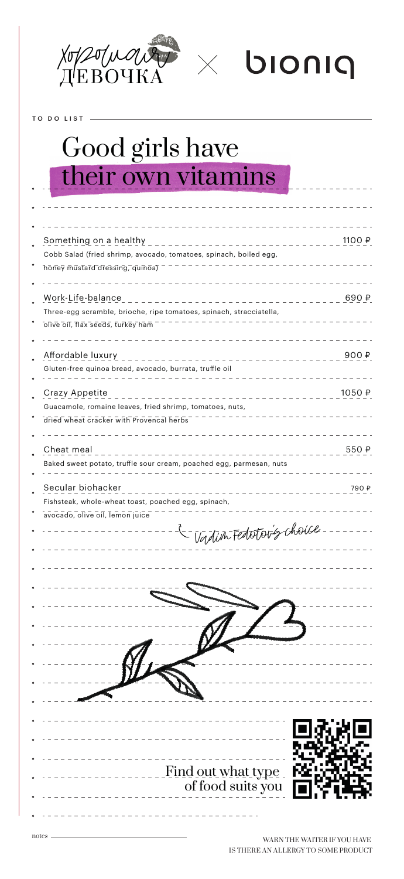Хорошая ДЕВОЧКА × bioniq

TO DO LIST

# Good girls have their own vitamins

**Something on a healthy** — 1100 ₽
Cobb Salad (fried shrimp, avocado, tomatoes, spinach, boiled egg, honey mustard dressing, quinoa)

**Work-Life-balance** — 690 ₽
Three-egg scramble, brioche, ripe tomatoes, spinach, stracciatella, olive oil, flax seeds, turkey ham

**Affordable luxury** — 900 ₽
Gluten-free quinoa bread, avocado, burrata, truffle oil

**Crazy Appetite** — 1050 ₽
Guacamole, romaine leaves, fried shrimp, tomatoes, nuts, dried wheat cracker with Provencal herbs

**Cheat meal** — 550 ₽
Baked sweet potato, truffle sour cream, poached egg, parmesan, nuts

**Secular biohacker** — 790 ₽
Fishsteak, whole-wheat toast, poached egg, spinach, avocado, olive oil, lemon juice

Vadim Fedotov's choice

Find out what type of food suits you

notes

WARN THE WAITER IF YOU HAVE IS THERE AN ALLERGY TO SOME PRODUCT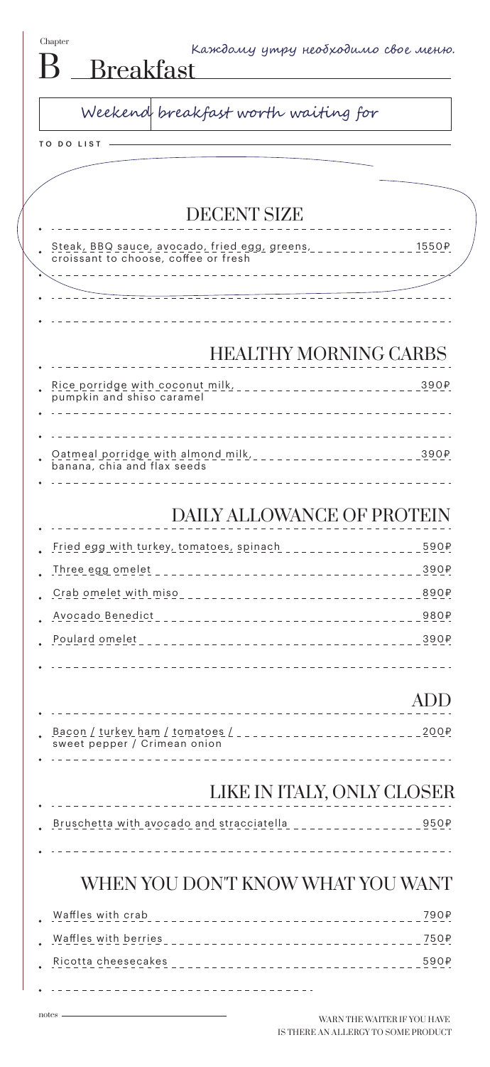Chapter

# B Breakfast

Каждому утру необходимо свое меню.

Weekend breakfast worth waiting for

**TO DO LIST**

## DECENT SIZE

- Steak, BBQ sauce, avocado, fried egg, greens, croissant to choose, coffee or fresh — 1550₽

## HEALTHY MORNING CARBS

- Rice porridge with coconut milk, pumpkin and shiso caramel — 390₽
- Oatmeal porridge with almond milk, banana, chia and flax seeds — 390₽

## DAILY ALLOWANCE OF PROTEIN

- Fried egg with turkey, tomatoes, spinach — 590₽
- Three egg omelet — 390₽
- Crab omelet with miso — 890₽
- Avocado Benedict — 980₽
- Poulard omelet — 390₽

## ADD

- Bacon / turkey ham / tomatoes / sweet pepper / Crimean onion — 200₽

## LIKE IN ITALY, ONLY CLOSER

- Bruschetta with avocado and stracciatella — 950₽

## WHEN YOU DON'T KNOW WHAT YOU WANT

- Waffles with crab — 790₽
- Waffles with berries — 750₽
- Ricotta cheesecakes — 590₽

notes

WARN THE WAITER IF YOU HAVE IS THERE AN ALLERGY TO SOME PRODUCT